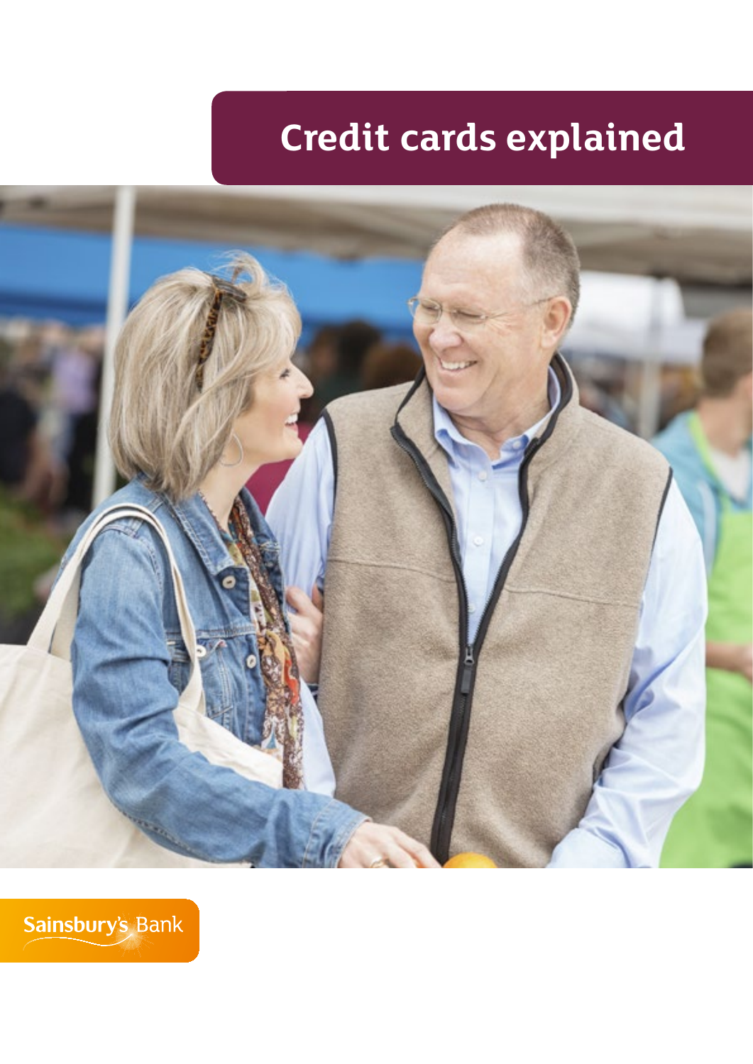# Credit cards explained

Sainsbury's Bank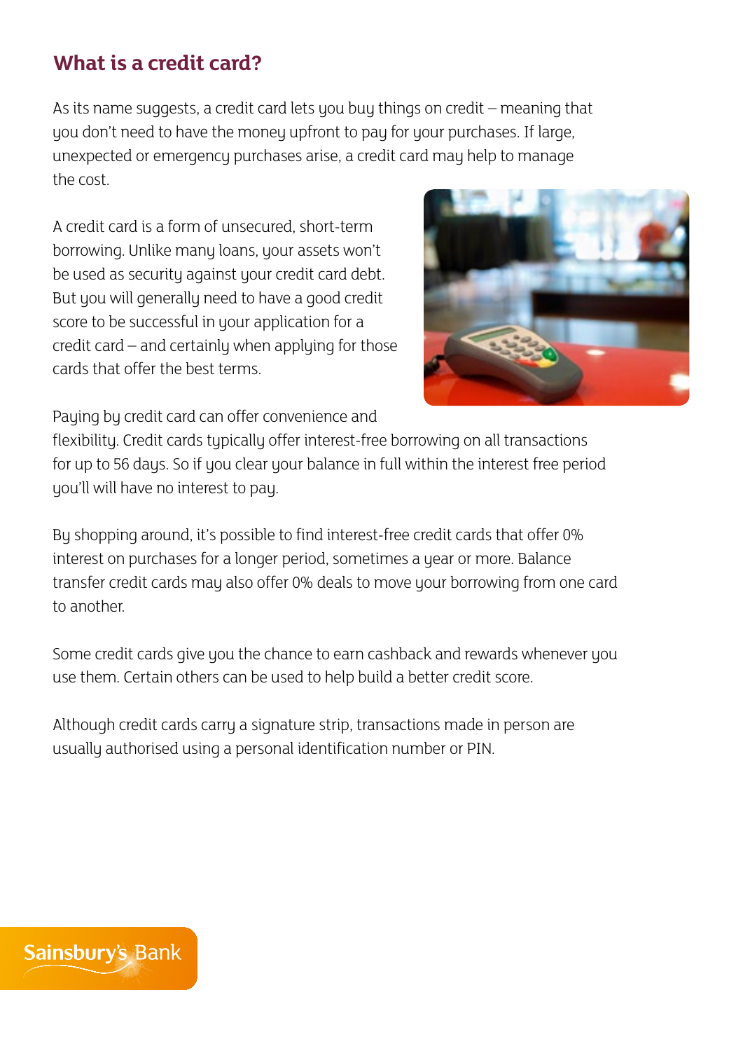## What is a credit card?

As its name suggests, a credit card lets you buy things on credit – meaning that you don't need to have the money upfront to pay for your purchases. If large, unexpected or emergency purchases arise, a credit card may help to manage the cost.

A credit card is a form of unsecured, short-term borrowing. Unlike many loans, your assets won't be used as security against your credit card debt. But you will generally need to have a good credit score to be successful in your application for a credit card – and certainly when applying for those cards that offer the best terms.

Paying by credit card can offer convenience and flexibility. Credit cards typically offer interest-free borrowing on all transactions for up to 56 days. So if you clear your balance in full within the interest free period you'll will have no interest to pay.

By shopping around, it's possible to find interest-free credit cards that offer 0% interest on purchases for a longer period, sometimes a year or more. Balance transfer credit cards may also offer 0% deals to move your borrowing from one card to another.

Some credit cards give you the chance to earn cashback and rewards whenever you use them. Certain others can be used to help build a better credit score.

Although credit cards carry a signature strip, transactions made in person are usually authorised using a personal identification number or PIN.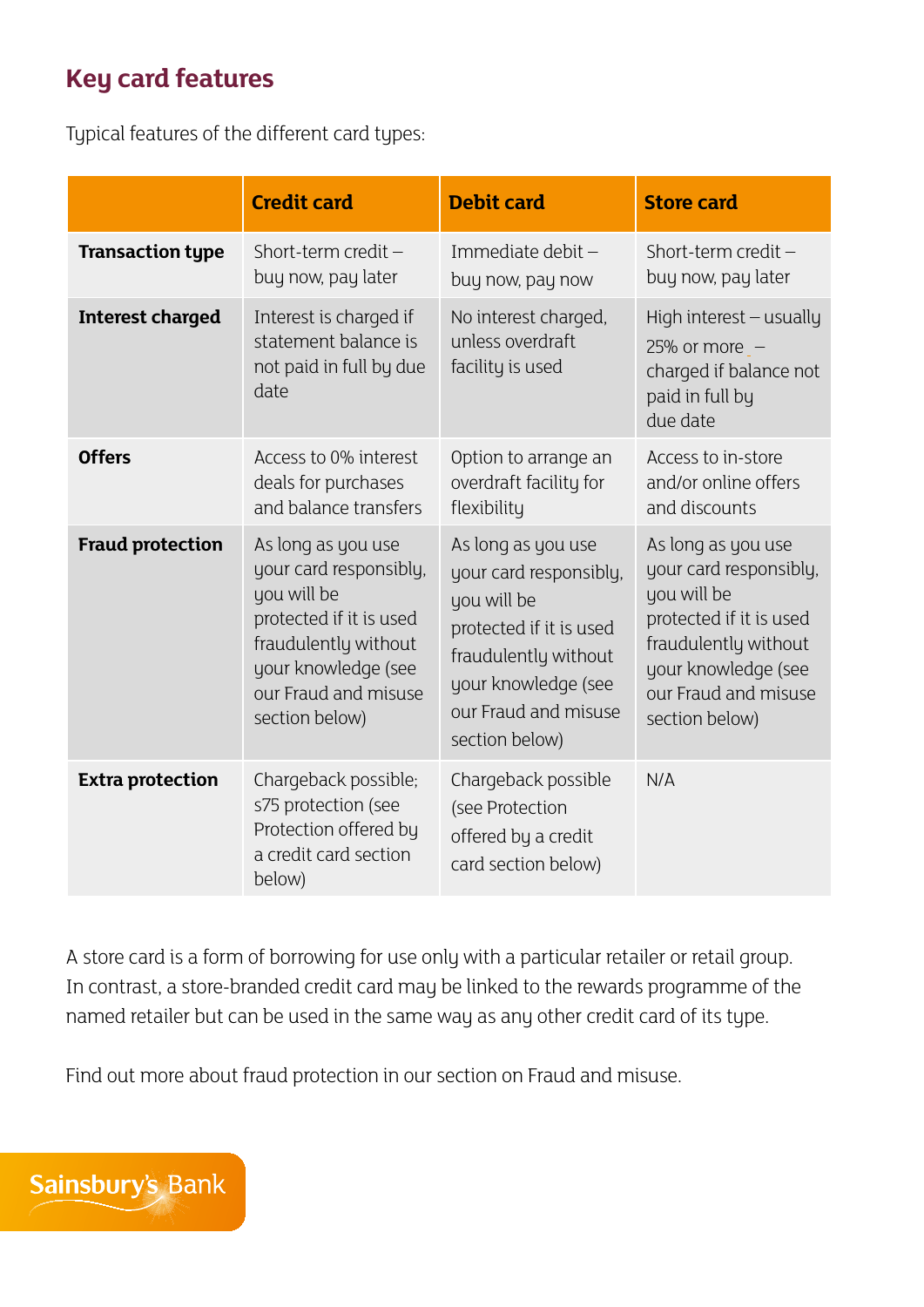## Key card features

Typical features of the different card types:

| | Credit card | Debit card | Store card |
|---|---|---|---|
| **Transaction type** | Short-term credit – buy now, pay later | Immediate debit – buy now, pay now | Short-term credit – buy now, pay later |
| **Interest charged** | Interest is charged if statement balance is not paid in full by due date | No interest charged, unless overdraft facility is used | High interest – usually 25% or more – charged if balance not paid in full by due date |
| **Offers** | Access to 0% interest deals for purchases and balance transfers | Option to arrange an overdraft facility for flexibility | Access to in-store and/or online offers and discounts |
| **Fraud protection** | As long as you use your card responsibly, you will be protected if it is used fraudulently without your knowledge (see our Fraud and misuse section below) | As long as you use your card responsibly, you will be protected if it is used fraudulently without your knowledge (see our Fraud and misuse section below) | As long as you use your card responsibly, you will be protected if it is used fraudulently without your knowledge (see our Fraud and misuse section below) |
| **Extra protection** | Chargeback possible; s75 protection (see Protection offered by a credit card section below) | Chargeback possible (see Protection offered by a credit card section below) | N/A |

A store card is a form of borrowing for use only with a particular retailer or retail group. In contrast, a store-branded credit card may be linked to the rewards programme of the named retailer but can be used in the same way as any other credit card of its type.

Find out more about fraud protection in our section on Fraud and misuse.

Sainsbury's Bank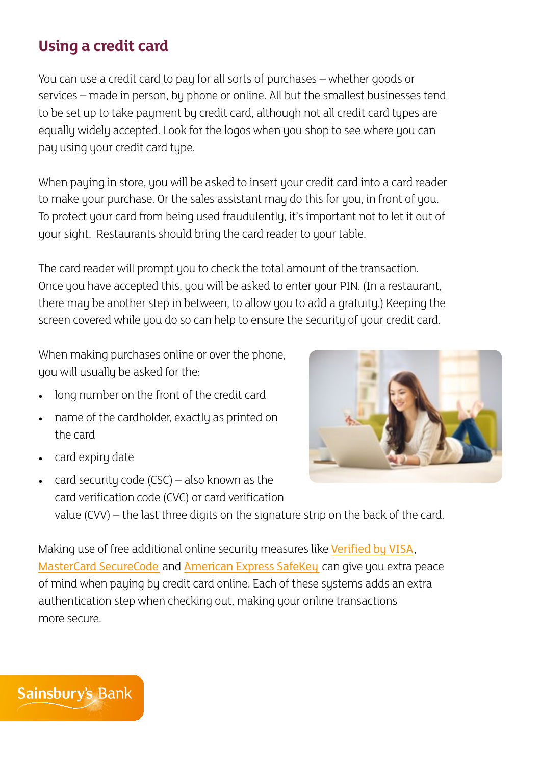## Using a credit card

You can use a credit card to pay for all sorts of purchases – whether goods or services – made in person, by phone or online. All but the smallest businesses tend to be set up to take payment by credit card, although not all credit card types are equally widely accepted. Look for the logos when you shop to see where you can pay using your credit card type.

When paying in store, you will be asked to insert your credit card into a card reader to make your purchase. Or the sales assistant may do this for you, in front of you. To protect your card from being used fraudulently, it's important not to let it out of your sight. Restaurants should bring the card reader to your table.

The card reader will prompt you to check the total amount of the transaction. Once you have accepted this, you will be asked to enter your PIN. (In a restaurant, there may be another step in between, to allow you to add a gratuity.) Keeping the screen covered while you do so can help to ensure the security of your credit card.

When making purchases online or over the phone, you will usually be asked for the:

- long number on the front of the credit card
- name of the cardholder, exactly as printed on the card
- card expiry date
- card security code (CSC) – also known as the card verification code (CVC) or card verification value (CVV) – the last three digits on the signature strip on the back of the card.

Making use of free additional online security measures like Verified by VISA, MasterCard SecureCode and American Express SafeKey can give you extra peace of mind when paying by credit card online. Each of these systems adds an extra authentication step when checking out, making your online transactions more secure.

Sainsbury's Bank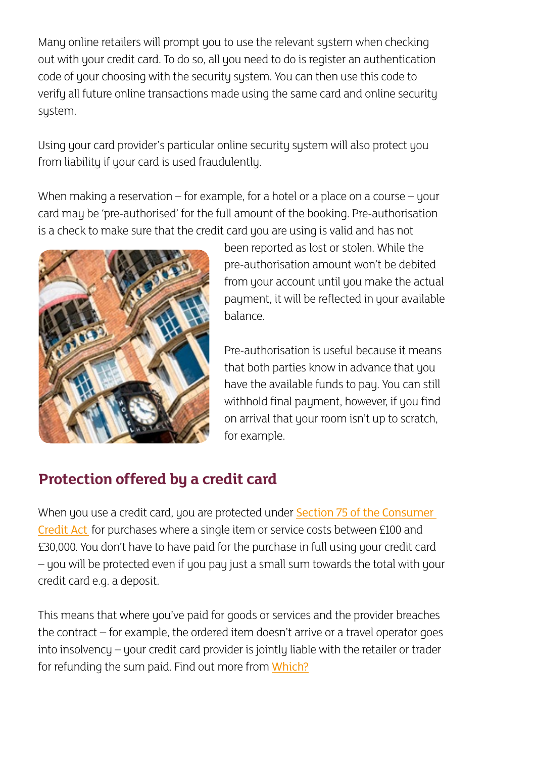Many online retailers will prompt you to use the relevant system when checking out with your credit card. To do so, all you need to do is register an authentication code of your choosing with the security system. You can then use this code to verify all future online transactions made using the same card and online security system.

Using your card provider's particular online security system will also protect you from liability if your card is used fraudulently.

When making a reservation – for example, for a hotel or a place on a course – your card may be 'pre-authorised' for the full amount of the booking. Pre-authorisation is a check to make sure that the credit card you are using is valid and has not been reported as lost or stolen. While the pre-authorisation amount won't be debited from your account until you make the actual payment, it will be reflected in your available balance.

Pre-authorisation is useful because it means that both parties know in advance that you have the available funds to pay. You can still withhold final payment, however, if you find on arrival that your room isn't up to scratch, for example.

## Protection offered by a credit card

When you use a credit card, you are protected under Section 75 of the Consumer Credit Act for purchases where a single item or service costs between £100 and £30,000. You don't have to have paid for the purchase in full using your credit card – you will be protected even if you pay just a small sum towards the total with your credit card e.g. a deposit.

This means that where you've paid for goods or services and the provider breaches the contract – for example, the ordered item doesn't arrive or a travel operator goes into insolvency – your credit card provider is jointly liable with the retailer or trader for refunding the sum paid. Find out more from Which?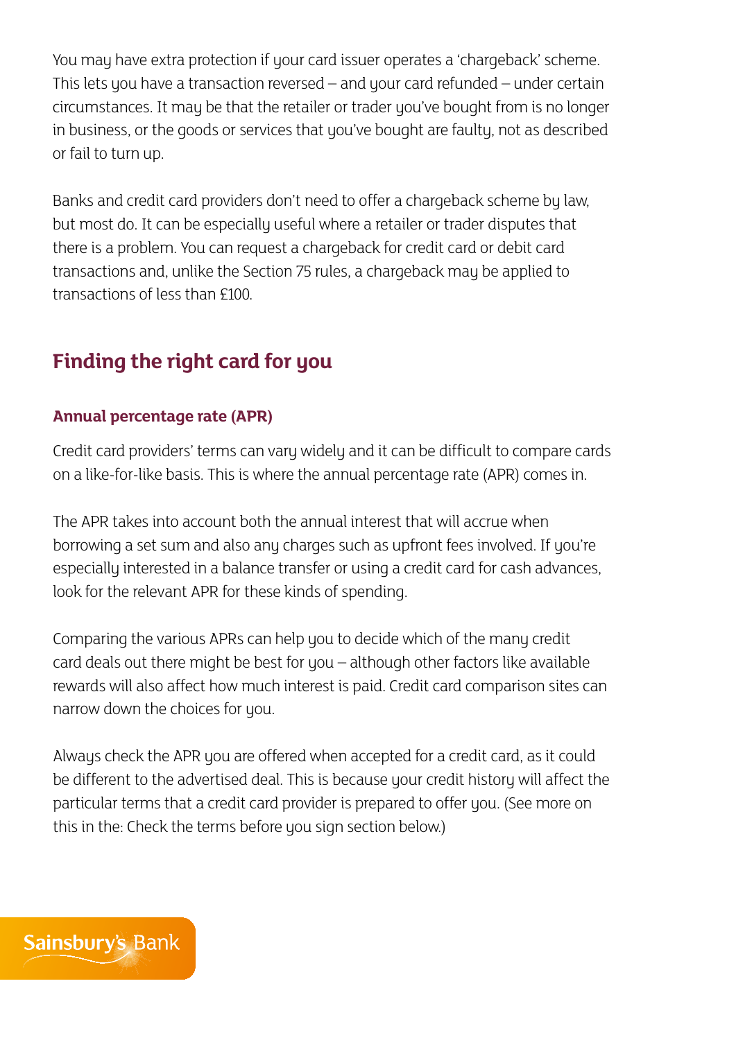You may have extra protection if your card issuer operates a 'chargeback' scheme. This lets you have a transaction reversed – and your card refunded – under certain circumstances. It may be that the retailer or trader you've bought from is no longer in business, or the goods or services that you've bought are faulty, not as described or fail to turn up.

Banks and credit card providers don't need to offer a chargeback scheme by law, but most do. It can be especially useful where a retailer or trader disputes that there is a problem. You can request a chargeback for credit card or debit card transactions and, unlike the Section 75 rules, a chargeback may be applied to transactions of less than £100.

## Finding the right card for you

### Annual percentage rate (APR)

Credit card providers' terms can vary widely and it can be difficult to compare cards on a like-for-like basis. This is where the annual percentage rate (APR) comes in.

The APR takes into account both the annual interest that will accrue when borrowing a set sum and also any charges such as upfront fees involved. If you're especially interested in a balance transfer or using a credit card for cash advances, look for the relevant APR for these kinds of spending.

Comparing the various APRs can help you to decide which of the many credit card deals out there might be best for you – although other factors like available rewards will also affect how much interest is paid. Credit card comparison sites can narrow down the choices for you.

Always check the APR you are offered when accepted for a credit card, as it could be different to the advertised deal. This is because your credit history will affect the particular terms that a credit card provider is prepared to offer you. (See more on this in the: Check the terms before you sign section below.)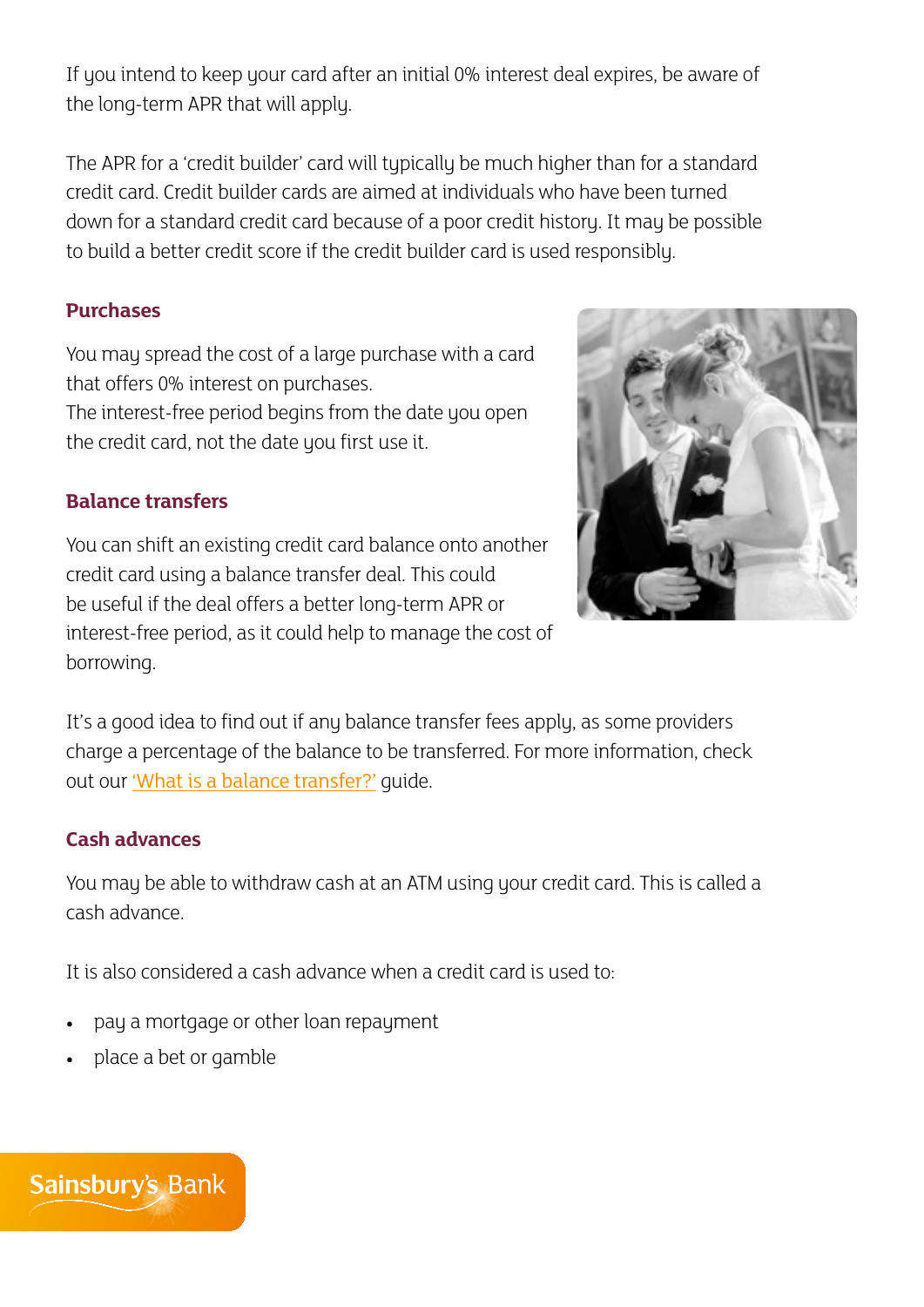If you intend to keep your card after an initial 0% interest deal expires, be aware of the long-term APR that will apply.

The APR for a 'credit builder' card will typically be much higher than for a standard credit card. Credit builder cards are aimed at individuals who have been turned down for a standard credit card because of a poor credit history. It may be possible to build a better credit score if the credit builder card is used responsibly.

### Purchases

You may spread the cost of a large purchase with a card that offers 0% interest on purchases.
The interest-free period begins from the date you open the credit card, not the date you first use it.

### Balance transfers

You can shift an existing credit card balance onto another credit card using a balance transfer deal. This could be useful if the deal offers a better long-term APR or interest-free period, as it could help to manage the cost of borrowing.

It's a good idea to find out if any balance transfer fees apply, as some providers charge a percentage of the balance to be transferred. For more information, check out our 'What is a balance transfer?' guide.

### Cash advances

You may be able to withdraw cash at an ATM using your credit card. This is called a cash advance.

It is also considered a cash advance when a credit card is used to:

- pay a mortgage or other loan repayment
- place a bet or gamble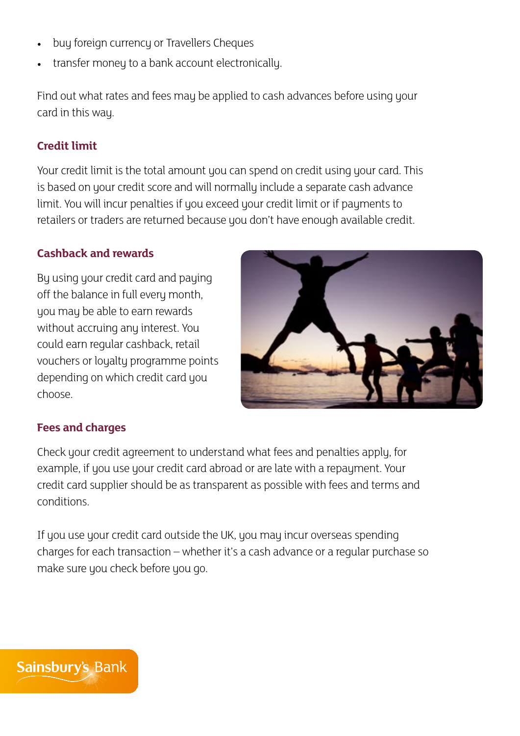- buy foreign currency or Travellers Cheques
- transfer money to a bank account electronically.

Find out what rates and fees may be applied to cash advances before using your card in this way.

### Credit limit

Your credit limit is the total amount you can spend on credit using your card. This is based on your credit score and will normally include a separate cash advance limit. You will incur penalties if you exceed your credit limit or if payments to retailers or traders are returned because you don't have enough available credit.

### Cashback and rewards

By using your credit card and paying off the balance in full every month, you may be able to earn rewards without accruing any interest. You could earn regular cashback, retail vouchers or loyalty programme points depending on which credit card you choose.

### Fees and charges

Check your credit agreement to understand what fees and penalties apply, for example, if you use your credit card abroad or are late with a repayment. Your credit card supplier should be as transparent as possible with fees and terms and conditions.

If you use your credit card outside the UK, you may incur overseas spending charges for each transaction – whether it's a cash advance or a regular purchase so make sure you check before you go.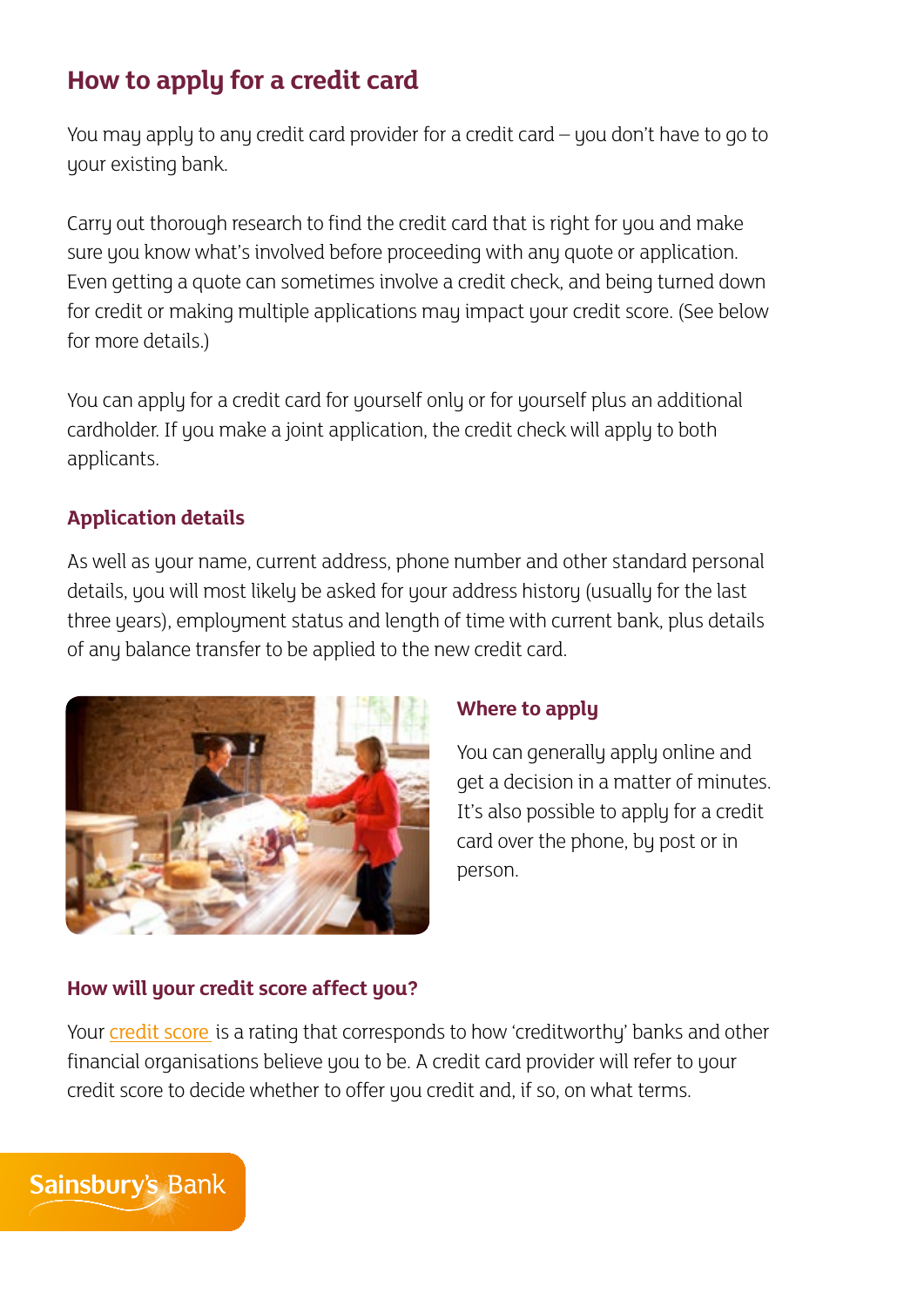## How to apply for a credit card

You may apply to any credit card provider for a credit card – you don't have to go to your existing bank.

Carry out thorough research to find the credit card that is right for you and make sure you know what's involved before proceeding with any quote or application. Even getting a quote can sometimes involve a credit check, and being turned down for credit or making multiple applications may impact your credit score. (See below for more details.)

You can apply for a credit card for yourself only or for yourself plus an additional cardholder. If you make a joint application, the credit check will apply to both applicants.

### Application details

As well as your name, current address, phone number and other standard personal details, you will most likely be asked for your address history (usually for the last three years), employment status and length of time with current bank, plus details of any balance transfer to be applied to the new credit card.

### Where to apply

You can generally apply online and get a decision in a matter of minutes. It's also possible to apply for a credit card over the phone, by post or in person.

### How will your credit score affect you?

Your credit score is a rating that corresponds to how 'creditworthy' banks and other financial organisations believe you to be. A credit card provider will refer to your credit score to decide whether to offer you credit and, if so, on what terms.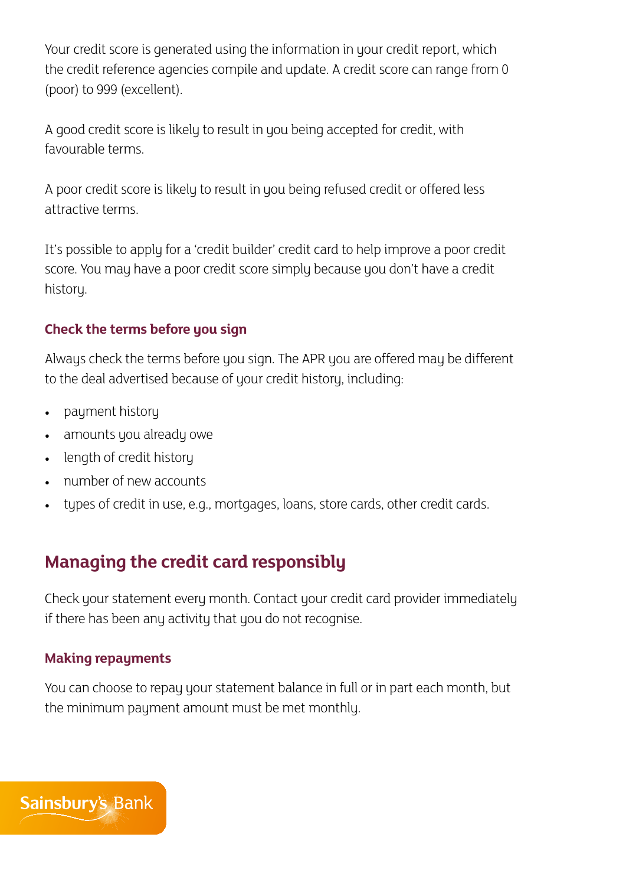Your credit score is generated using the information in your credit report, which the credit reference agencies compile and update. A credit score can range from 0 (poor) to 999 (excellent).

A good credit score is likely to result in you being accepted for credit, with favourable terms.

A poor credit score is likely to result in you being refused credit or offered less attractive terms.

It's possible to apply for a 'credit builder' credit card to help improve a poor credit score. You may have a poor credit score simply because you don't have a credit history.

### Check the terms before you sign

Always check the terms before you sign. The APR you are offered may be different to the deal advertised because of your credit history, including:

- payment history
- amounts you already owe
- length of credit history
- number of new accounts
- types of credit in use, e.g., mortgages, loans, store cards, other credit cards.

## Managing the credit card responsibly

Check your statement every month. Contact your credit card provider immediately if there has been any activity that you do not recognise.

### Making repayments

You can choose to repay your statement balance in full or in part each month, but the minimum payment amount must be met monthly.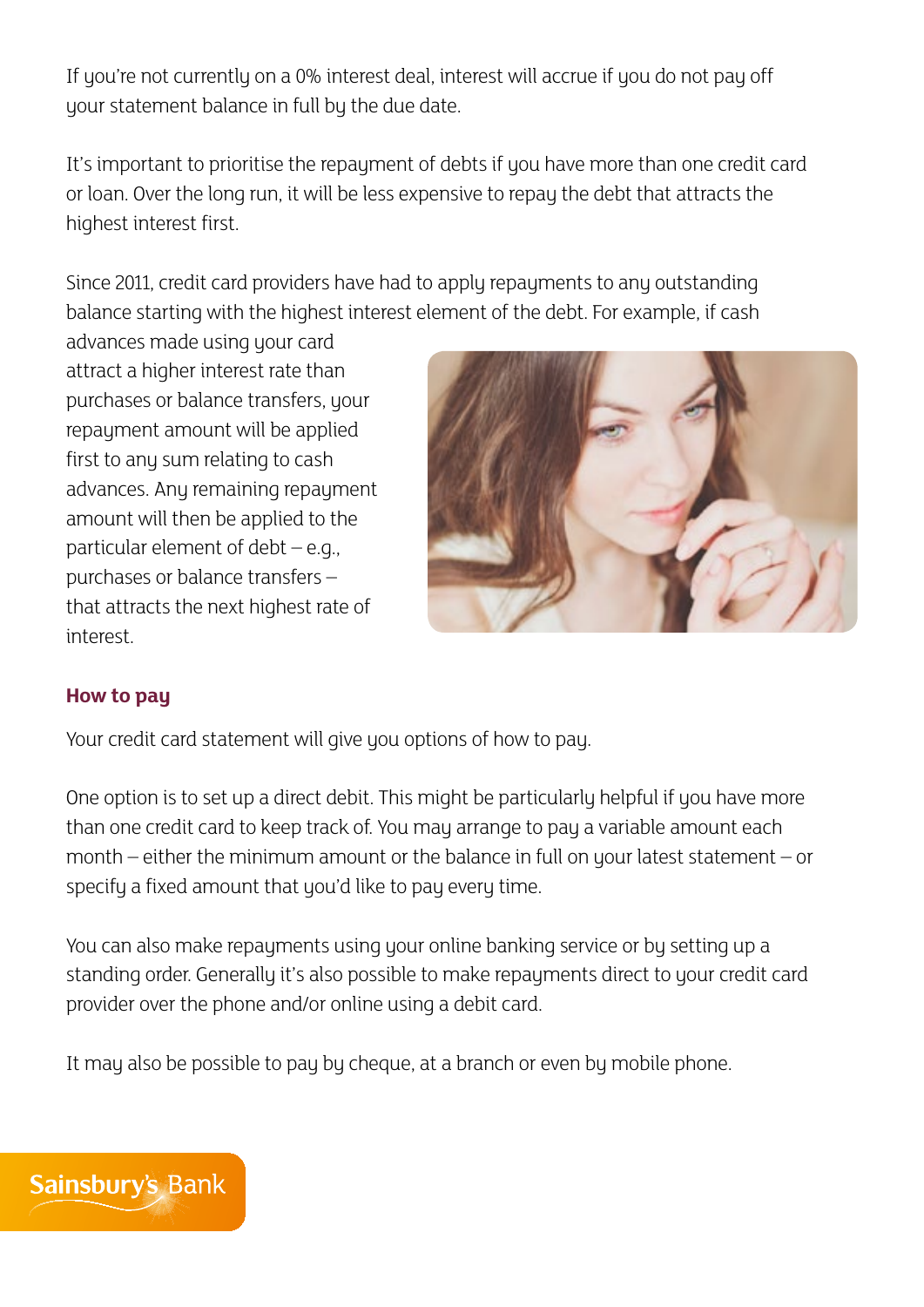If you're not currently on a 0% interest deal, interest will accrue if you do not pay off your statement balance in full by the due date.

It's important to prioritise the repayment of debts if you have more than one credit card or loan. Over the long run, it will be less expensive to repay the debt that attracts the highest interest first.

Since 2011, credit card providers have had to apply repayments to any outstanding balance starting with the highest interest element of the debt. For example, if cash advances made using your card attract a higher interest rate than purchases or balance transfers, your repayment amount will be applied first to any sum relating to cash advances. Any remaining repayment amount will then be applied to the particular element of debt – e.g., purchases or balance transfers – that attracts the next highest rate of interest.

## How to pay

Your credit card statement will give you options of how to pay.

One option is to set up a direct debit. This might be particularly helpful if you have more than one credit card to keep track of. You may arrange to pay a variable amount each month – either the minimum amount or the balance in full on your latest statement – or specify a fixed amount that you'd like to pay every time.

You can also make repayments using your online banking service or by setting up a standing order. Generally it's also possible to make repayments direct to your credit card provider over the phone and/or online using a debit card.

It may also be possible to pay by cheque, at a branch or even by mobile phone.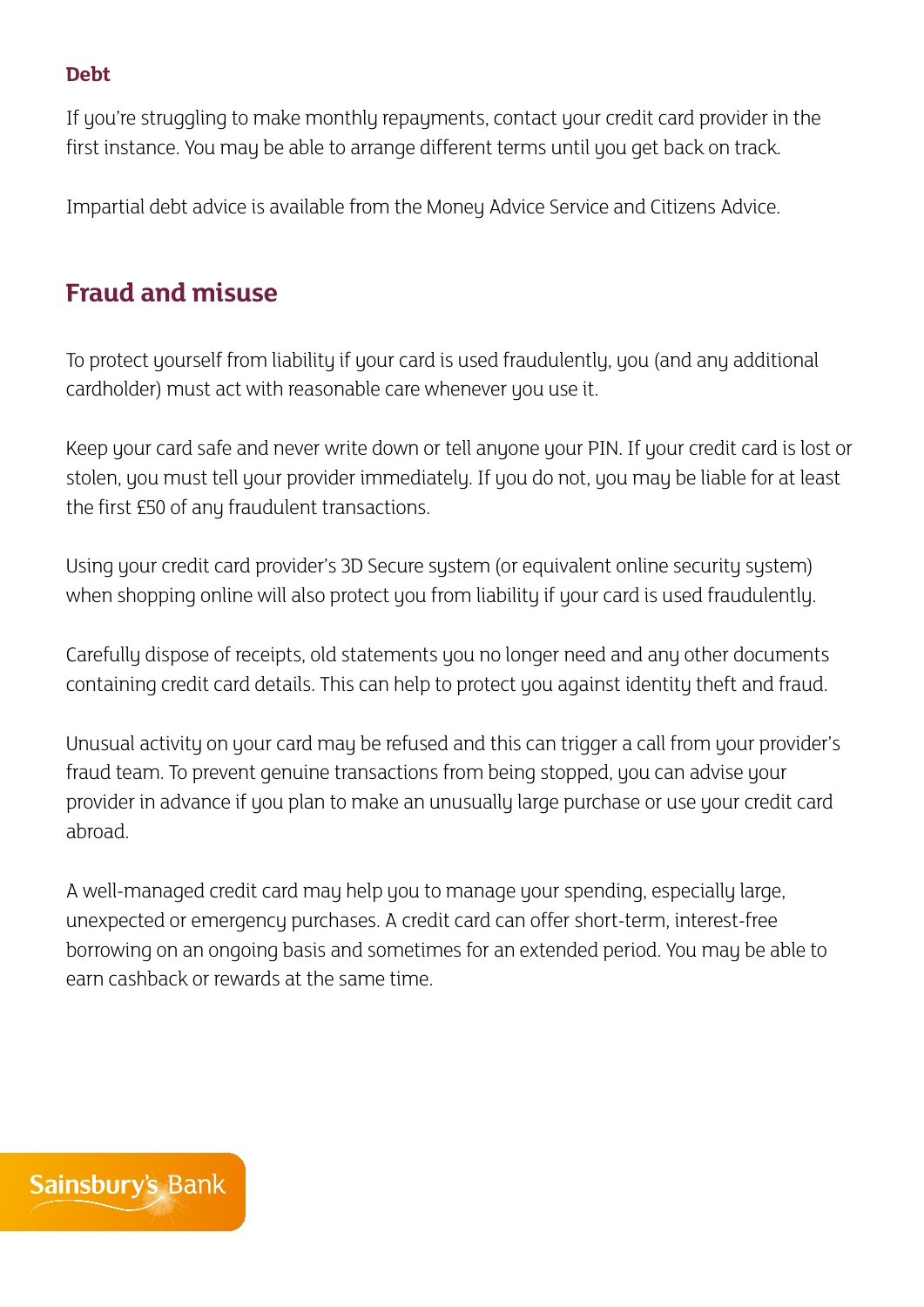### Debt

If you're struggling to make monthly repayments, contact your credit card provider in the first instance. You may be able to arrange different terms until you get back on track.

Impartial debt advice is available from the Money Advice Service and Citizens Advice.

## Fraud and misuse

To protect yourself from liability if your card is used fraudulently, you (and any additional cardholder) must act with reasonable care whenever you use it.

Keep your card safe and never write down or tell anyone your PIN. If your credit card is lost or stolen, you must tell your provider immediately. If you do not, you may be liable for at least the first £50 of any fraudulent transactions.

Using your credit card provider's 3D Secure system (or equivalent online security system) when shopping online will also protect you from liability if your card is used fraudulently.

Carefully dispose of receipts, old statements you no longer need and any other documents containing credit card details. This can help to protect you against identity theft and fraud.

Unusual activity on your card may be refused and this can trigger a call from your provider's fraud team. To prevent genuine transactions from being stopped, you can advise your provider in advance if you plan to make an unusually large purchase or use your credit card abroad.

A well-managed credit card may help you to manage your spending, especially large, unexpected or emergency purchases. A credit card can offer short-term, interest-free borrowing on an ongoing basis and sometimes for an extended period. You may be able to earn cashback or rewards at the same time.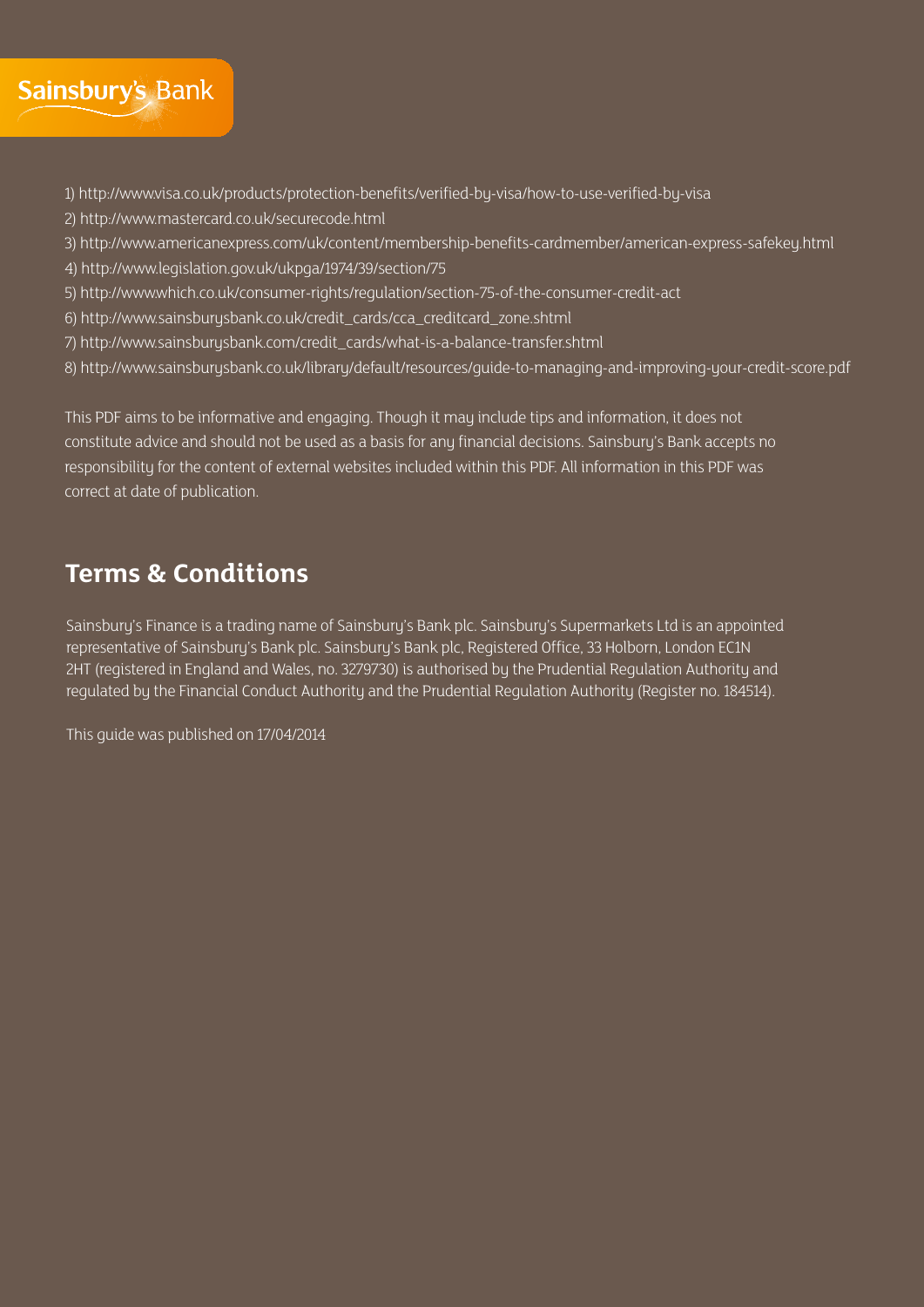Sainsbury's Bank

1) http://www.visa.co.uk/products/protection-benefits/verified-by-visa/how-to-use-verified-by-visa
2) http://www.mastercard.co.uk/securecode.html
3) http://www.americanexpress.com/uk/content/membership-benefits-cardmember/american-express-safekey.html
4) http://www.legislation.gov.uk/ukpga/1974/39/section/75
5) http://www.which.co.uk/consumer-rights/regulation/section-75-of-the-consumer-credit-act
6) http://www.sainsburysbank.co.uk/credit_cards/cca_creditcard_zone.shtml
7) http://www.sainsburysbank.com/credit_cards/what-is-a-balance-transfer.shtml
8) http://www.sainsburysbank.co.uk/library/default/resources/guide-to-managing-and-improving-your-credit-score.pdf

This PDF aims to be informative and engaging. Though it may include tips and information, it does not constitute advice and should not be used as a basis for any financial decisions. Sainsbury's Bank accepts no responsibility for the content of external websites included within this PDF. All information in this PDF was correct at date of publication.

## Terms & Conditions

Sainsbury's Finance is a trading name of Sainsbury's Bank plc. Sainsbury's Supermarkets Ltd is an appointed representative of Sainsbury's Bank plc. Sainsbury's Bank plc, Registered Office, 33 Holborn, London EC1N 2HT (registered in England and Wales, no. 3279730) is authorised by the Prudential Regulation Authority and regulated by the Financial Conduct Authority and the Prudential Regulation Authority (Register no. 184514).

This guide was published on 17/04/2014